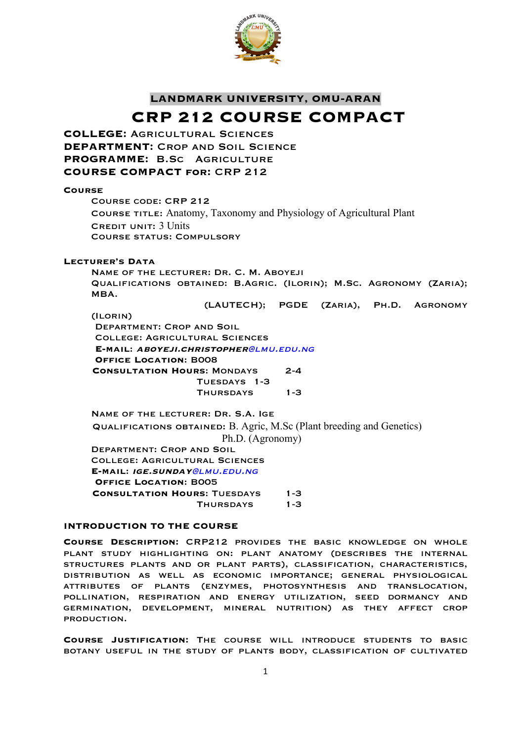## LANDMARK UNIVERSITY, OMU-ARAN

# CRP 212 COURSE COMPACT

**COLLEGE:** Agricultural Sciences
**DEPARTMENT:** Crop and Soil Science
**PROGRAMME:** B.Sc Agriculture
**COURSE COMPACT for:** CRP 212

### Course

Course code: CRP 212
Course title: Anatomy, Taxonomy and Physiology of Agricultural Plant
Credit unit: 3 Units
Course status: Compulsory

### Lecturer's Data

Name of the lecturer: Dr. C. M. Aboyeji
Qualifications obtained: B.Agric. (Ilorin); M.Sc. Agronomy (Zaria); MBA. (LAUTECH); PGDE (Zaria), Ph.D. Agronomy (Ilorin)
Department: Crop and Soil
College: Agricultural Sciences
**E-mail:** *aboyeji.christopher@lmu.edu.ng*
**Office Location:** B008
**Consultation Hours:** Mondays 2-4
Tuesdays 1-3
Thursdays 1-3

Name of the lecturer: Dr. S.A. Ige
Qualifications obtained: B. Agric, M.Sc (Plant breeding and Genetics) Ph.D. (Agronomy)
Department: Crop and Soil
College: Agricultural Sciences
**E-mail:** *ige.sunday@lmu.edu.ng*
**Office Location:** B005
**Consultation Hours:** Tuesdays 1-3
Thursdays 1-3

### INTRODUCTION TO THE COURSE

**Course Description:** CRP212 provides the basic knowledge on whole plant study highlighting on: plant anatomy (describes the internal structures plants and or plant parts), classification, characteristics, distribution as well as economic importance; general physiological attributes of plants (enzymes, photosynthesis and translocation, pollination, respiration and energy utilization, seed dormancy and germination, development, mineral nutrition) as they affect crop production.

**Course Justification:** The course will introduce students to basic botany useful in the study of plants body, classification of cultivated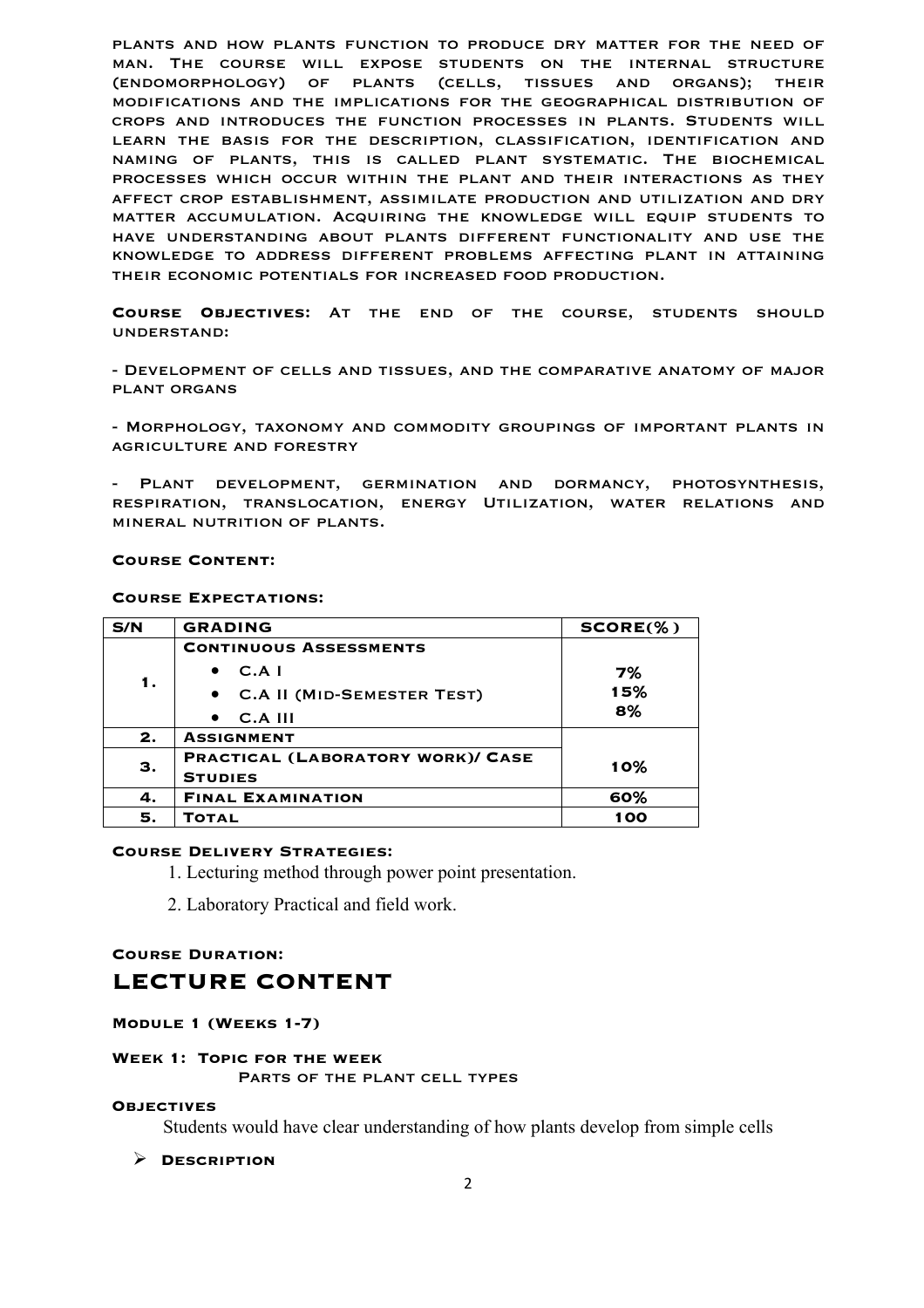plants and how plants function to produce dry matter for the need of man. The course will expose students on the internal structure (endomorphology) of plants (cells, tissues and organs); their modifications and the implications for the geographical distribution of crops and introduces the function processes in plants. Students will learn the basis for the description, classification, identification and naming of plants, this is called plant systematic. The biochemical processes which occur within the plant and their interactions as they affect crop establishment, assimilate production and utilization and dry matter accumulation. Acquiring the knowledge will equip students to have understanding about plants different functionality and use the knowledge to address different problems affecting plant in attaining their economic potentials for increased food production.

**Course Objectives:** At the end of the course, students should understand:

- Development of cells and tissues, and the comparative anatomy of major plant organs

- Morphology, taxonomy and commodity groupings of important plants in agriculture and forestry

- Plant development, germination and dormancy, photosynthesis, respiration, translocation, energy Utilization, water relations and mineral nutrition of plants.

**Course Content:**

**Course Expectations:**

| S/N | GRADING | SCORE(%) |
|---|---|---|
| 1. | **Continuous Assessments**<br>• C.A I<br>• C.A II (Mid-Semester Test)<br>• C.A III | <br>7%<br>15%<br>8% |
| 2. | **Assignment** | 10% |
| 3. | **Practical (Laboratory work)/ Case Studies** | |
| 4. | **Final Examination** | 60% |
| 5. | **Total** | 100 |

**Course Delivery Strategies:**

1. Lecturing method through power point presentation.
2. Laboratory Practical and field work.

**Course Duration:**

# LECTURE CONTENT

**Module 1 (Weeks 1-7)**

**Week 1: Topic for the week**

Parts of the plant cell types

**Objectives**

Students would have clear understanding of how plants develop from simple cells

- **Description**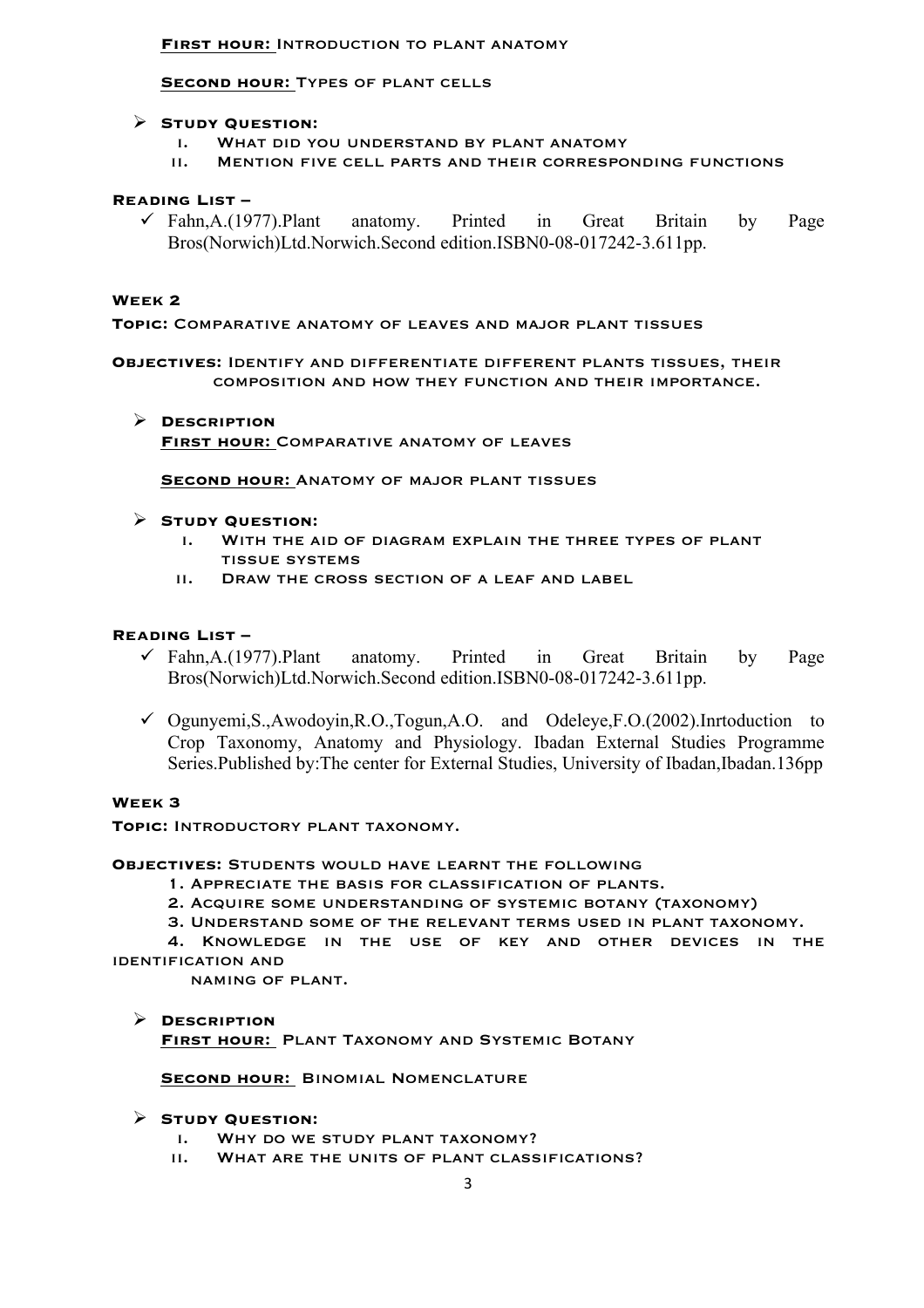**First hour:** Introduction to plant anatomy

**Second hour:** Types of plant cells

- **Study Question:**
    - i. What did you understand by plant anatomy
    - ii. Mention five cell parts and their corresponding functions

**Reading List –**

- ✓ Fahn,A.(1977).Plant anatomy. Printed in Great Britain by Page Bros(Norwich)Ltd.Norwich.Second edition.ISBN0-08-017242-3.611pp.

**Week 2**

**Topic:** Comparative anatomy of leaves and major plant tissues

**Objectives:** Identify and differentiate different plants tissues, their composition and how they function and their importance.

- **Description**

  **First hour:** Comparative anatomy of leaves

  **Second hour:** Anatomy of major plant tissues

- **Study Question:**
    - i. With the aid of diagram explain the three types of plant tissue systems
    - ii. Draw the cross section of a leaf and label

**Reading List –**

- ✓ Fahn,A.(1977).Plant anatomy. Printed in Great Britain by Page Bros(Norwich)Ltd.Norwich.Second edition.ISBN0-08-017242-3.611pp.
- ✓ Ogunyemi,S.,Awodoyin,R.O.,Togun,A.O. and Odeleye,F.O.(2002).Inrtoduction to Crop Taxonomy, Anatomy and Physiology. Ibadan External Studies Programme Series.Published by:The center for External Studies, University of Ibadan,Ibadan.136pp

**Week 3**

**Topic:** Introductory plant taxonomy.

**Objectives:** Students would have learnt the following

1. Appreciate the basis for classification of plants.
2. Acquire some understanding of systemic botany (taxonomy)
3. Understand some of the relevant terms used in plant taxonomy.
4. Knowledge in the use of key and other devices in the identification and naming of plant.

- **Description**

  **First hour:** Plant Taxonomy and Systemic Botany

  **Second hour:** Binomial Nomenclature

- **Study Question:**
    - i. Why do we study plant taxonomy?
    - ii. What are the units of plant classifications?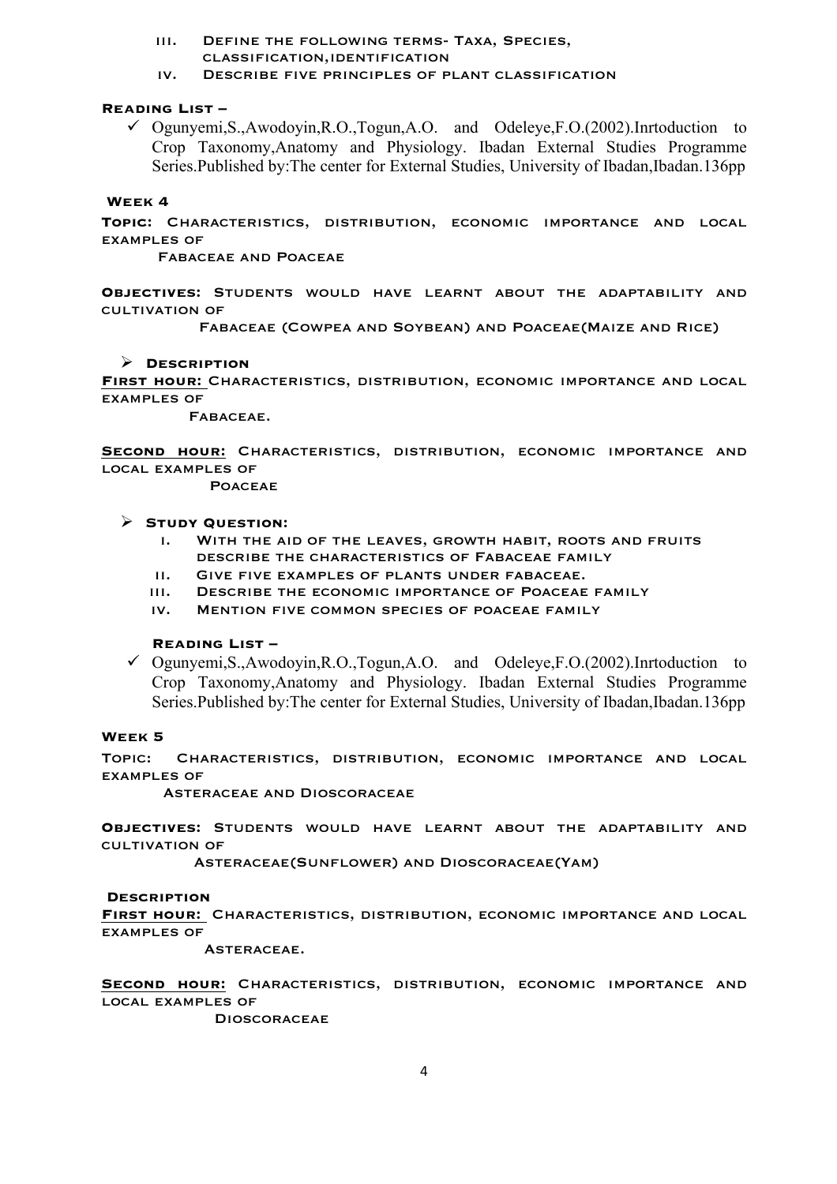iii. Define the following terms- Taxa, Species, classification, identification

iv. Describe five principles of plant classification

**Reading List –**

- ✓ Ogunyemi,S.,Awodoyin,R.O.,Togun,A.O. and Odeleye,F.O.(2002).Inrtoduction to Crop Taxonomy,Anatomy and Physiology. Ibadan External Studies Programme Series.Published by:The center for External Studies, University of Ibadan,Ibadan.136pp

## Week 4

**Topic:** Characteristics, distribution, economic importance and local examples of

Fabaceae and Poaceae

**Objectives:** Students would have learnt about the adaptability and cultivation of

Fabaceae (Cowpea and Soybean) and Poaceae(Maize and Rice)

- **Description**

**First hour:** Characteristics, distribution, economic importance and local examples of

Fabaceae.

**Second hour:** Characteristics, distribution, economic importance and local examples of

Poaceae

- **Study Question:**
    - i. With the aid of the leaves, growth habit, roots and fruits describe the characteristics of Fabaceae family
    - ii. Give five examples of plants under fabaceae.
    - iii. Describe the economic importance of Poaceae family
    - iv. Mention five common species of poaceae family

**Reading List –**

- ✓ Ogunyemi,S.,Awodoyin,R.O.,Togun,A.O. and Odeleye,F.O.(2002).Inrtoduction to Crop Taxonomy,Anatomy and Physiology. Ibadan External Studies Programme Series.Published by:The center for External Studies, University of Ibadan,Ibadan.136pp

## Week 5

Topic: Characteristics, distribution, economic importance and local examples of

Asteraceae and Dioscoraceae

**Objectives:** Students would have learnt about the adaptability and cultivation of

Asteraceae(Sunflower) and Dioscoraceae(Yam)

**Description**

**First hour:** Characteristics, distribution, economic importance and local examples of

Asteraceae.

**Second hour:** Characteristics, distribution, economic importance and local examples of

Dioscoraceae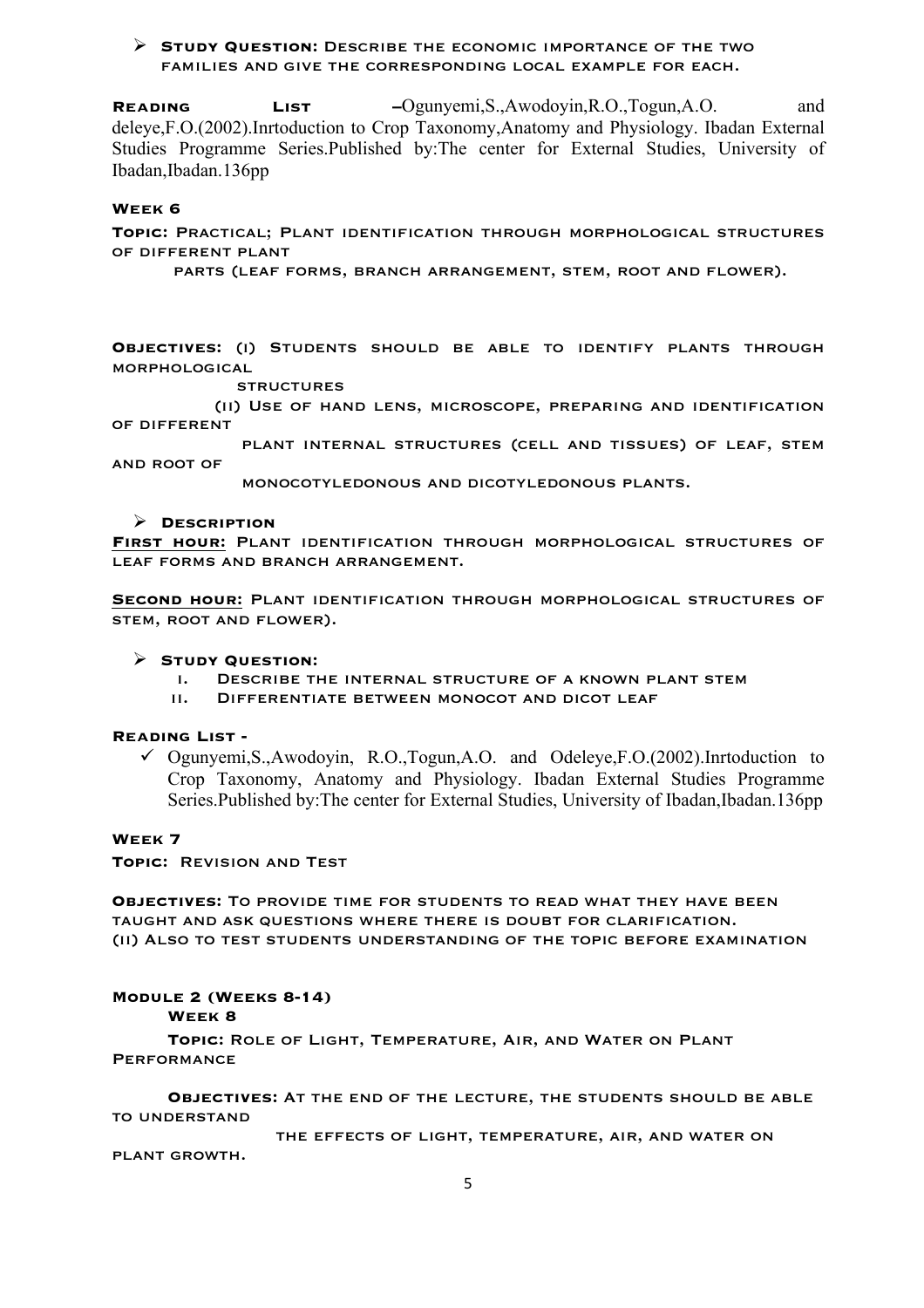- **Study Question:** Describe the economic importance of the two families and give the corresponding local example for each.

**Reading List** –Ogunyemi,S.,Awodoyin,R.O.,Togun,A.O. and deleye,F.O.(2002).Inrtoduction to Crop Taxonomy,Anatomy and Physiology. Ibadan External Studies Programme Series.Published by:The center for External Studies, University of Ibadan,Ibadan.136pp

### Week 6

**Topic:** Practical; Plant identification through morphological structures of different plant parts (leaf forms, branch arrangement, stem, root and flower).

**Objectives:** (i) Students should be able to identify plants through morphological structures

(ii) Use of hand lens, microscope, preparing and identification of different plant internal structures (cell and tissues) of leaf, stem and root of monocotyledonous and dicotyledonous plants.

- **Description**

**First hour:** Plant identification through morphological structures of leaf forms and branch arrangement.

**Second hour:** Plant identification through morphological structures of stem, root and flower).

- **Study Question:**
  i. Describe the internal structure of a known plant stem
  ii. Differentiate between monocot and dicot leaf

**Reading List -**

- ✓ Ogunyemi,S.,Awodoyin, R.O.,Togun,A.O. and Odeleye,F.O.(2002).Inrtoduction to Crop Taxonomy, Anatomy and Physiology. Ibadan External Studies Programme Series.Published by:The center for External Studies, University of Ibadan,Ibadan.136pp

### Week 7

**Topic:** Revision and Test

**Objectives:** To provide time for students to read what they have been taught and ask questions where there is doubt for clarification.
(ii) Also to test students understanding of the topic before examination

## Module 2 (Weeks 8-14)

### Week 8

**Topic:** Role of Light, Temperature, Air, and Water on Plant Performance

**Objectives:** At the end of the lecture, the students should be able to understand the effects of light, temperature, air, and water on plant growth.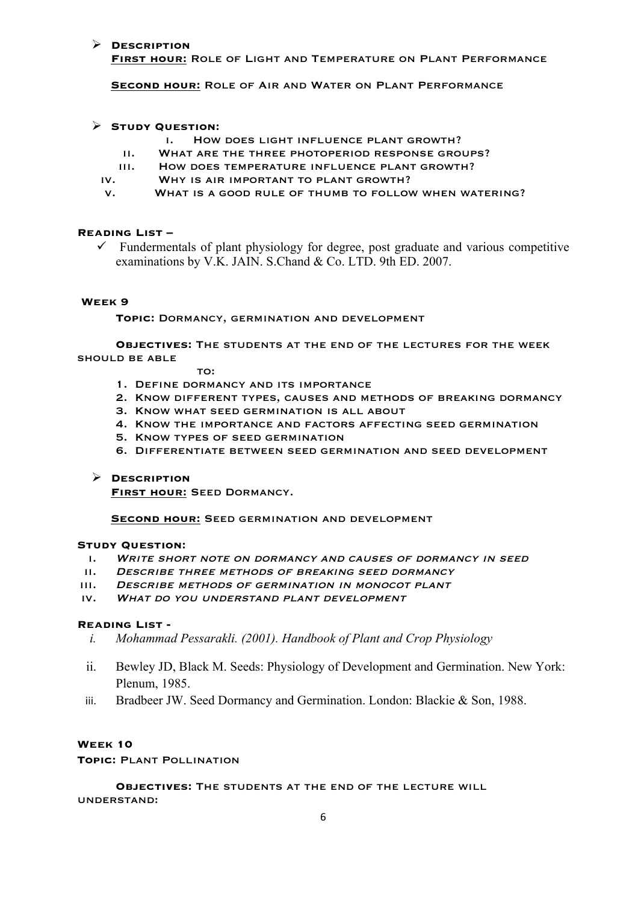- **Description**

  **First hour:** Role of Light and Temperature on Plant Performance

  **Second hour:** Role of Air and Water on Plant Performance

- **Study Question:**

  i. How does light influence plant growth?
  ii. What are the three photoperiod response groups?
  iii. How does temperature influence plant growth?
  iv. Why is air important to plant growth?
  v. What is a good rule of thumb to follow when watering?

**Reading List –**

- ✓ Fundermentals of plant physiology for degree, post graduate and various competitive examinations by V.K. JAIN. S.Chand & Co. LTD. 9th ED. 2007.

### Week 9

**Topic:** Dormancy, germination and development

**Objectives:** The students at the end of the lectures for the week should be able to:

1. Define dormancy and its importance
2. Know different types, causes and methods of breaking dormancy
3. Know what seed germination is all about
4. Know the importance and factors affecting seed germination
5. Know types of seed germination
6. Differentiate between seed germination and seed development

- **Description**

  **First hour:** Seed Dormancy.

  **Second hour:** Seed germination and development

**Study Question:**

i. *Write short note on dormancy and causes of dormancy in seed*
ii. *Describe three methods of breaking seed dormancy*
iii. *Describe methods of germination in monocot plant*
iv. *What do you understand plant development*

**Reading List -**

i. *Mohammad Pessarakli. (2001). Handbook of Plant and Crop Physiology*
ii. Bewley JD, Black M. Seeds: Physiology of Development and Germination. New York: Plenum, 1985.
iii. Bradbeer JW. Seed Dormancy and Germination. London: Blackie & Son, 1988.

### Week 10

**Topic:** Plant Pollination

**Objectives:** The students at the end of the lecture will understand: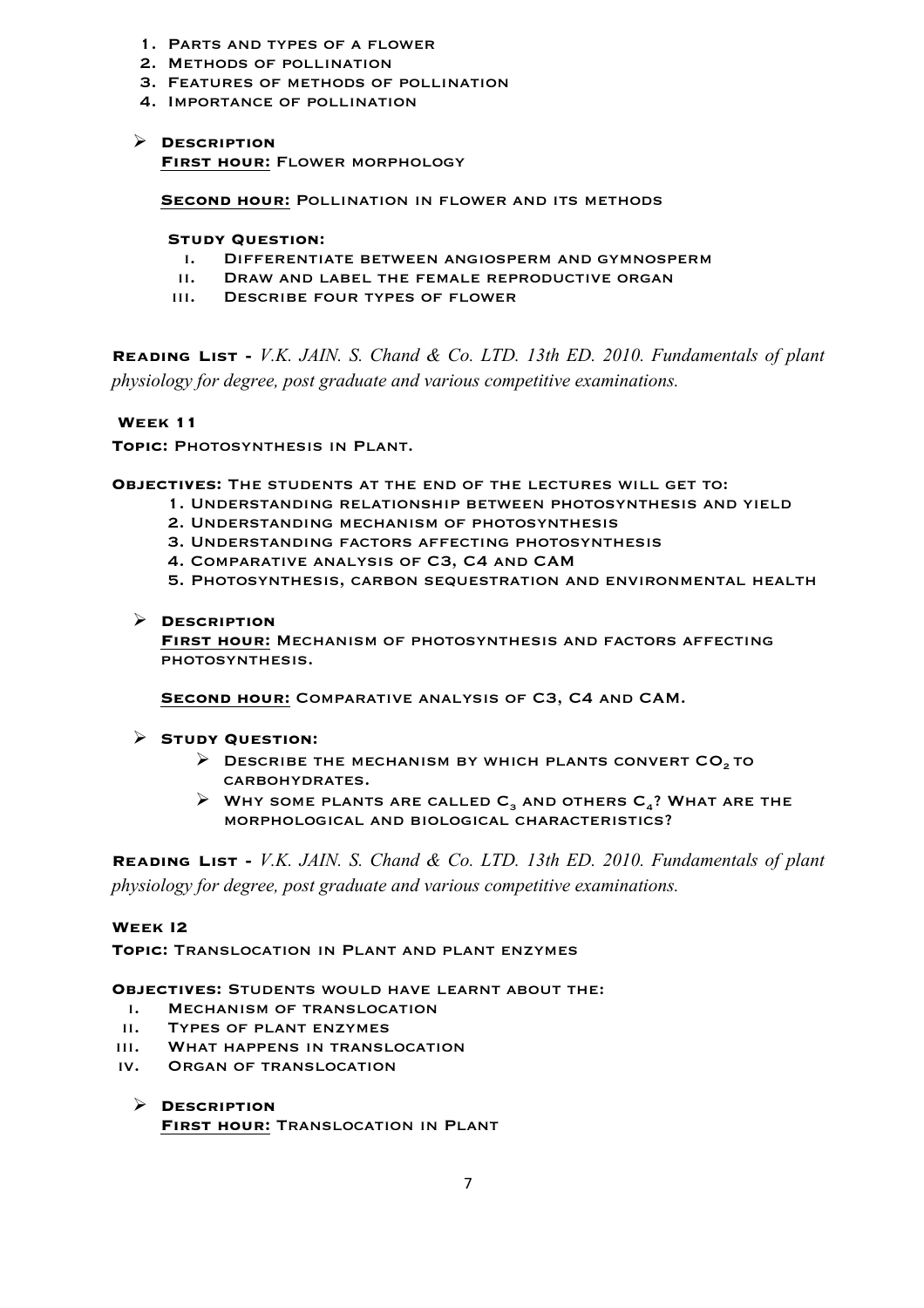1. Parts and types of a flower
2. Methods of pollination
3. Features of methods of pollination
4. Importance of pollination

- **Description**

  **First hour:** Flower morphology

  **Second hour:** Pollination in flower and its methods

  **Study Question:**

  i. Differentiate between angiosperm and gymnosperm
  ii. Draw and label the female reproductive organ
  iii. Describe four types of flower

**Reading List -** *V.K. JAIN. S. Chand & Co. LTD. 13th ED. 2010. Fundamentals of plant physiology for degree, post graduate and various competitive examinations.*

**Week 11**

**Topic:** Photosynthesis in Plant.

**Objectives:** The students at the end of the lectures will get to:

1. Understanding relationship between photosynthesis and yield
2. Understanding mechanism of photosynthesis
3. Understanding factors affecting photosynthesis
4. Comparative analysis of C3, C4 and CAM
5. Photosynthesis, carbon sequestration and environmental health

- **Description**

  **First hour:** Mechanism of photosynthesis and factors affecting photosynthesis.

  **Second hour:** Comparative analysis of C3, C4 and CAM.

- **Study Question:**
  - Describe the mechanism by which plants convert $CO_2$ to carbohydrates.
  - Why some plants are called $C_3$ and others $C_4$? What are the morphological and biological characteristics?

**Reading List -** *V.K. JAIN. S. Chand & Co. LTD. 13th ED. 2010. Fundamentals of plant physiology for degree, post graduate and various competitive examinations.*

**Week I2**

**Topic:** Translocation in Plant and plant enzymes

**Objectives:** Students would have learnt about the:

i. Mechanism of translocation
ii. Types of plant enzymes
iii. What happens in translocation
iv. Organ of translocation

- **Description**

  **First hour:** Translocation in Plant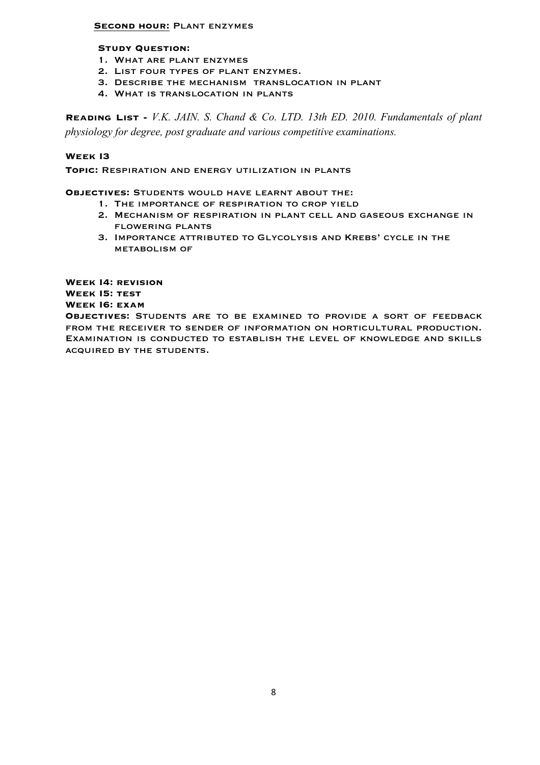**Second hour:** Plant enzymes

**Study Question:**

1. What are plant enzymes
2. List four types of plant enzymes.
3. Describe the mechanism translocation in plant
4. What is translocation in plants

**Reading List -** *V.K. JAIN. S. Chand & Co. LTD. 13th ED. 2010. Fundamentals of plant physiology for degree, post graduate and various competitive examinations.*

**Week I3**

**Topic:** Respiration and energy utilization in plants

**Objectives:** Students would have learnt about the:

1. The importance of respiration to crop yield
2. Mechanism of respiration in plant cell and gaseous exchange in flowering plants
3. Importance attributed to Glycolysis and Krebs' cycle in the metabolism of

**Week I4: revision**

**Week I5: test**

**Week I6: exam**

**Objectives:** Students are to be examined to provide a sort of feedback from the receiver to sender of information on horticultural production. Examination is conducted to establish the level of knowledge and skills acquired by the students.